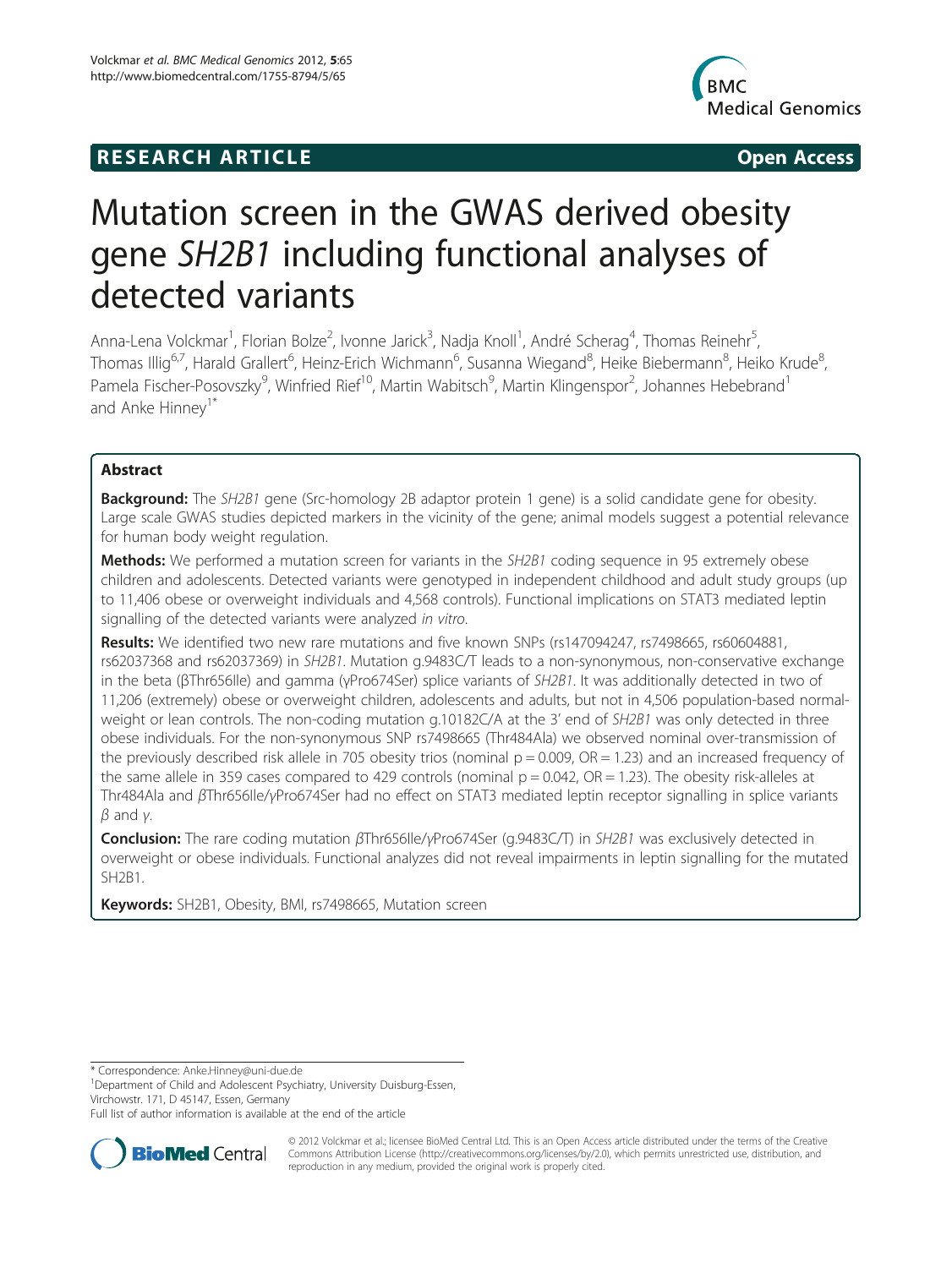**RESEARCH ARTICLE** **Open Access**

# Mutation screen in the GWAS derived obesity gene *SH2B1* including functional analyses of detected variants

Anna-Lena Volckmar[1], Florian Bolze[2], Ivonne Jarick[3], Nadja Knoll[1], André Scherag[4], Thomas Reinehr[5], Thomas Illig[6,7], Harald Grallert[6], Heinz-Erich Wichmann[6], Susanna Wiegand[8], Heike Biebermann[8], Heiko Krude[8], Pamela Fischer-Posovszky[9], Winfried Rief[10], Martin Wabitsch[9], Martin Klingenspor[2], Johannes Hebebrand[1] and Anke Hinney[1*]

## Abstract

**Background:** The *SH2B1* gene (Src-homology 2B adaptor protein 1 gene) is a solid candidate gene for obesity. Large scale GWAS studies depicted markers in the vicinity of the gene; animal models suggest a potential relevance for human body weight regulation.

**Methods:** We performed a mutation screen for variants in the *SH2B1* coding sequence in 95 extremely obese children and adolescents. Detected variants were genotyped in independent childhood and adult study groups (up to 11,406 obese or overweight individuals and 4,568 controls). Functional implications on STAT3 mediated leptin signalling of the detected variants were analyzed *in vitro*.

**Results:** We identified two new rare mutations and five known SNPs (rs147094247, rs7498665, rs60604881, rs62037368 and rs62037369) in *SH2B1*. Mutation g.9483C/T leads to a non-synonymous, non-conservative exchange in the beta (βThr656Ile) and gamma (γPro674Ser) splice variants of *SH2B1*. It was additionally detected in two of 11,206 (extremely) obese or overweight children, adolescents and adults, but not in 4,506 population-based normal-weight or lean controls. The non-coding mutation g.10182C/A at the 3' end of *SH2B1* was only detected in three obese individuals. For the non-synonymous SNP rs7498665 (Thr484Ala) we observed nominal over-transmission of the previously described risk allele in 705 obesity trios (nominal $p = 0.009$, $OR = 1.23$) and an increased frequency of the same allele in 359 cases compared to 429 controls (nominal $p = 0.042$, $OR = 1.23$). The obesity risk-alleles at Thr484Ala and βThr656Ile/γPro674Ser had no effect on STAT3 mediated leptin receptor signalling in splice variants β and γ.

**Conclusion:** The rare coding mutation βThr656Ile/γPro674Ser (g.9483C/T) in *SH2B1* was exclusively detected in overweight or obese individuals. Functional analyzes did not reveal impairments in leptin signalling for the mutated SH2B1.

**Keywords:** SH2B1, Obesity, BMI, rs7498665, Mutation screen

\* Correspondence: Anke.Hinney@uni-due.de
[1]Department of Child and Adolescent Psychiatry, University Duisburg-Essen, Virchowstr. 171, D 45147, Essen, Germany
Full list of author information is available at the end of the article

© 2012 Volckmar et al.; licensee BioMed Central Ltd. This is an Open Access article distributed under the terms of the Creative Commons Attribution License (http://creativecommons.org/licenses/by/2.0), which permits unrestricted use, distribution, and reproduction in any medium, provided the original work is properly cited.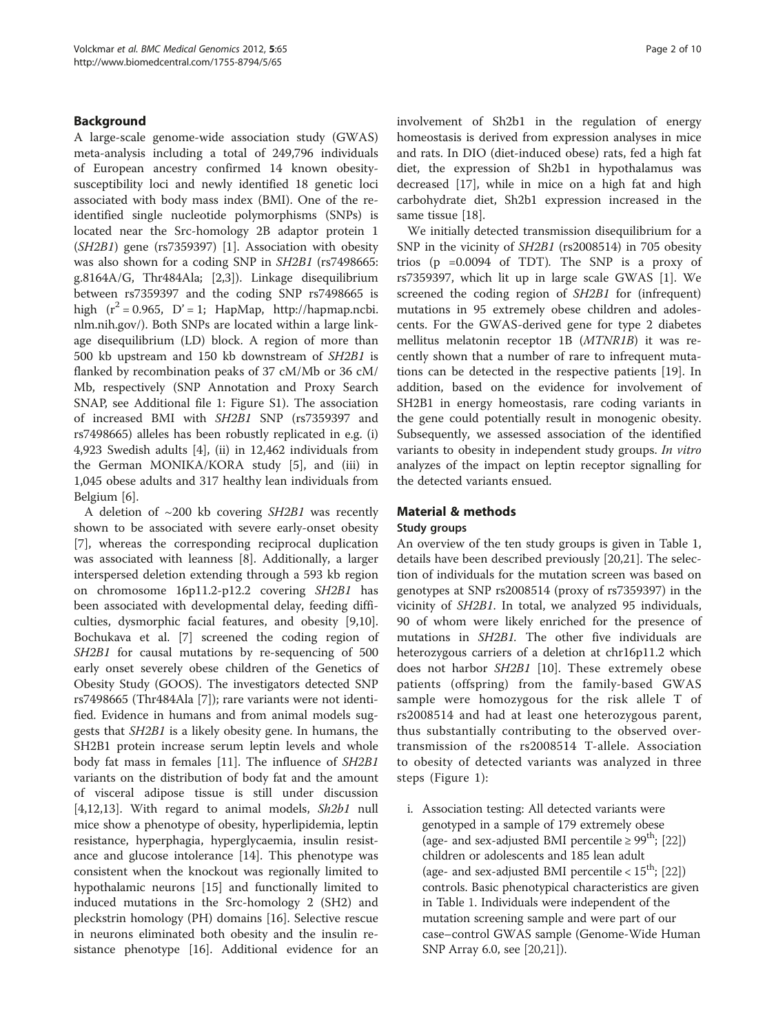## Background

A large-scale genome-wide association study (GWAS) meta-analysis including a total of 249,796 individuals of European ancestry confirmed 14 known obesity-susceptibility loci and newly identified 18 genetic loci associated with body mass index (BMI). One of the re-identified single nucleotide polymorphisms (SNPs) is located near the Src-homology 2B adaptor protein 1 (*SH2B1*) gene (rs7359397) [1]. Association with obesity was also shown for a coding SNP in *SH2B1* (rs7498665: g.8164A/G, Thr484Ala; [2,3]). Linkage disequilibrium between rs7359397 and the coding SNP rs7498665 is high ($r^2 = 0.965$, $D' = 1$; HapMap, http://hapmap.ncbi.nlm.nih.gov/). Both SNPs are located within a large linkage disequilibrium (LD) block. A region of more than 500 kb upstream and 150 kb downstream of *SH2B1* is flanked by recombination peaks of 37 cM/Mb or 36 cM/Mb, respectively (SNP Annotation and Proxy Search SNAP, see Additional file 1: Figure S1). The association of increased BMI with *SH2B1* SNP (rs7359397 and rs7498665) alleles has been robustly replicated in e.g. (i) 4,923 Swedish adults [4], (ii) in 12,462 individuals from the German MONIKA/KORA study [5], and (iii) in 1,045 obese adults and 317 healthy lean individuals from Belgium [6].

A deletion of ~200 kb covering *SH2B1* was recently shown to be associated with severe early-onset obesity [7], whereas the corresponding reciprocal duplication was associated with leanness [8]. Additionally, a larger interspersed deletion extending through a 593 kb region on chromosome 16p11.2-p12.2 covering *SH2B1* has been associated with developmental delay, feeding difficulties, dysmorphic facial features, and obesity [9,10]. Bochukava et al. [7] screened the coding region of *SH2B1* for causal mutations by re-sequencing of 500 early onset severely obese children of the Genetics of Obesity Study (GOOS). The investigators detected SNP rs7498665 (Thr484Ala [7]); rare variants were not identified. Evidence in humans and from animal models suggests that *SH2B1* is a likely obesity gene. In humans, the SH2B1 protein increase serum leptin levels and whole body fat mass in females [11]. The influence of *SH2B1* variants on the distribution of body fat and the amount of visceral adipose tissue is still under discussion [4,12,13]. With regard to animal models, *Sh2b1* null mice show a phenotype of obesity, hyperlipidemia, leptin resistance, hyperphagia, hyperglycaemia, insulin resistance and glucose intolerance [14]. This phenotype was consistent when the knockout was regionally limited to hypothalamic neurons [15] and functionally limited to induced mutations in the Src-homology 2 (SH2) and pleckstrin homology (PH) domains [16]. Selective rescue in neurons eliminated both obesity and the insulin resistance phenotype [16]. Additional evidence for an involvement of Sh2b1 in the regulation of energy homeostasis is derived from expression analyses in mice and rats. In DIO (diet-induced obese) rats, fed a high fat diet, the expression of Sh2b1 in hypothalamus was decreased [17], while in mice on a high fat and high carbohydrate diet, Sh2b1 expression increased in the same tissue [18].

We initially detected transmission disequilibrium for a SNP in the vicinity of *SH2B1* (rs2008514) in 705 obesity trios ($p = 0.0094$ of TDT). The SNP is a proxy of rs7359397, which lit up in large scale GWAS [1]. We screened the coding region of *SH2B1* for (infrequent) mutations in 95 extremely obese children and adolescents. For the GWAS-derived gene for type 2 diabetes mellitus melatonin receptor 1B (*MTNR1B*) it was recently shown that a number of rare to infrequent mutations can be detected in the respective patients [19]. In addition, based on the evidence for involvement of SH2B1 in energy homeostasis, rare coding variants in the gene could potentially result in monogenic obesity. Subsequently, we assessed association of the identified variants to obesity in independent study groups. *In vitro* analyzes of the impact on leptin receptor signalling for the detected variants ensued.

## Material & methods

### Study groups

An overview of the ten study groups is given in Table 1, details have been described previously [20,21]. The selection of individuals for the mutation screen was based on genotypes at SNP rs2008514 (proxy of rs7359397) in the vicinity of *SH2B1*. In total, we analyzed 95 individuals, 90 of whom were likely enriched for the presence of mutations in *SH2B1*. The other five individuals are heterozygous carriers of a deletion at chr16p11.2 which does not harbor *SH2B1* [10]. These extremely obese patients (offspring) from the family-based GWAS sample were homozygous for the risk allele T of rs2008514 and had at least one heterozygous parent, thus substantially contributing to the observed over-transmission of the rs2008514 T-allele. Association to obesity of detected variants was analyzed in three steps (Figure 1):

i. Association testing: All detected variants were genotyped in a sample of 179 extremely obese (age- and sex-adjusted BMI percentile ≥ 99$^{th}$; [22]) children or adolescents and 185 lean adult (age- and sex-adjusted BMI percentile < 15$^{th}$; [22]) controls. Basic phenotypical characteristics are given in Table 1. Individuals were independent of the mutation screening sample and were part of our case–control GWAS sample (Genome-Wide Human SNP Array 6.0, see [20,21]).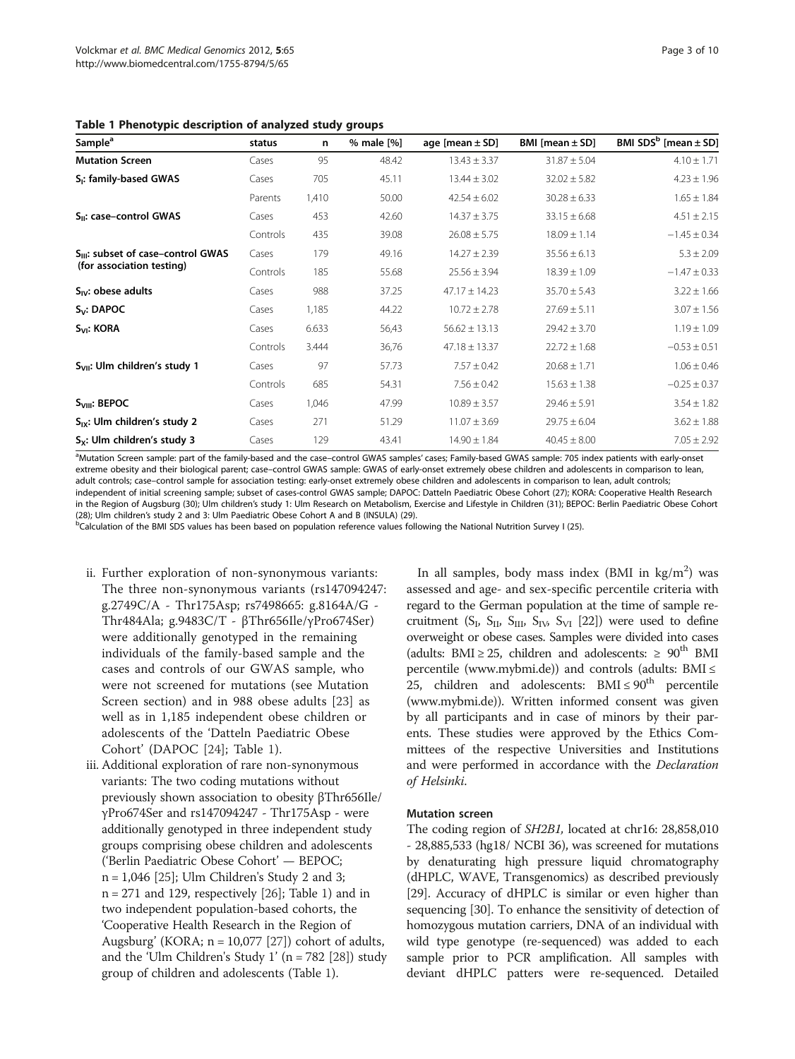**Table 1 Phenotypic description of analyzed study groups**

| Sample[a] | status | n | % male [%] | age [mean ± SD] | BMI [mean ± SD] | BMI SDS[b] [mean ± SD] |
|---|---|---|---|---|---|---|
| **Mutation Screen** | Cases | 95 | 48.42 | 13.43 ± 3.37 | 31.87 ± 5.04 | 4.10 ± 1.71 |
| **$S_I$: family-based GWAS** | Cases | 705 | 45.11 | 13.44 ± 3.02 | 32.02 ± 5.82 | 4.23 ± 1.96 |
| | Parents | 1,410 | 50.00 | 42.54 ± 6.02 | 30.28 ± 6.33 | 1.65 ± 1.84 |
| **$S_{II}$: case–control GWAS** | Cases | 453 | 42.60 | 14.37 ± 3.75 | 33.15 ± 6.68 | 4.51 ± 2.15 |
| | Controls | 435 | 39.08 | 26.08 ± 5.75 | 18.09 ± 1.14 | −1.45 ± 0.34 |
| **$S_{III}$: subset of case–control GWAS (for association testing)** | Cases | 179 | 49.16 | 14.27 ± 2.39 | 35.56 ± 6.13 | 5.3 ± 2.09 |
| | Controls | 185 | 55.68 | 25.56 ± 3.94 | 18.39 ± 1.09 | −1.47 ± 0.33 |
| **$S_{IV}$: obese adults** | Cases | 988 | 37.25 | 47.17 ± 14.23 | 35.70 ± 5.43 | 3.22 ± 1.66 |
| **$S_V$: DAPOC** | Cases | 1,185 | 44.22 | 10.72 ± 2.78 | 27.69 ± 5.11 | 3.07 ± 1.56 |
| **$S_{VI}$: KORA** | Cases | 6.633 | 56,43 | 56.62 ± 13.13 | 29.42 ± 3.70 | 1.19 ± 1.09 |
| | Controls | 3.444 | 36,76 | 47.18 ± 13.37 | 22.72 ± 1.68 | −0.53 ± 0.51 |
| **$S_{VII}$: Ulm children's study 1** | Cases | 97 | 57.73 | 7.57 ± 0.42 | 20.68 ± 1.71 | 1.06 ± 0.46 |
| | Controls | 685 | 54.31 | 7.56 ± 0.42 | 15.63 ± 1.38 | −0.25 ± 0.37 |
| **$S_{VIII}$: BEPOC** | Cases | 1,046 | 47.99 | 10.89 ± 3.57 | 29.46 ± 5.91 | 3.54 ± 1.82 |
| **$S_{IX}$: Ulm children's study 2** | Cases | 271 | 51.29 | 11.07 ± 3.69 | 29.75 ± 6.04 | 3.62 ± 1.88 |
| **$S_X$: Ulm children's study 3** | Cases | 129 | 43.41 | 14.90 ± 1.84 | 40.45 ± 8.00 | 7.05 ± 2.92 |

[a]Mutation Screen sample: part of the family-based and the case–control GWAS samples' cases; Family-based GWAS sample: 705 index patients with early-onset extreme obesity and their biological parent; case–control GWAS sample: GWAS of early-onset extremely obese children and adolescents in comparison to lean, adult controls; case–control sample for association testing: early-onset extremely obese children and adolescents in comparison to lean, adult controls; independent of initial screening sample; subset of cases-control GWAS sample; DAPOC: Datteln Paediatric Obese Cohort (27); KORA: Cooperative Health Research in the Region of Augsburg (30); Ulm children's study 1: Ulm Research on Metabolism, Exercise and Lifestyle in Children (31); BEPOC: Berlin Paediatric Obese Cohort (28); Ulm children's study 2 and 3: Ulm Paediatric Obese Cohort A and B (INSULA) (29).
[b]Calculation of the BMI SDS values has been based on population reference values following the National Nutrition Survey I (25).

ii. Further exploration of non-synonymous variants: The three non-synonymous variants (rs147094247: g.2749C/A - Thr175Asp; rs7498665: g.8164A/G - Thr484Ala; g.9483C/T - βThr656Ile/γPro674Ser) were additionally genotyped in the remaining individuals of the family-based sample and the cases and controls of our GWAS sample, who were not screened for mutations (see Mutation Screen section) and in 988 obese adults [23] as well as in 1,185 independent obese children or adolescents of the 'Datteln Paediatric Obese Cohort' (DAPOC [24]; Table 1).

iii. Additional exploration of rare non-synonymous variants: The two coding mutations without previously shown association to obesity βThr656Ile/γPro674Ser and rs147094247 - Thr175Asp - were additionally genotyped in three independent study groups comprising obese children and adolescents ('Berlin Paediatric Obese Cohort' — BEPOC; n = 1,046 [25]; Ulm Children's Study 2 and 3; n = 271 and 129, respectively [26]; Table 1) and in two independent population-based cohorts, the 'Cooperative Health Research in the Region of Augsburg' (KORA; n = 10,077 [27]) cohort of adults, and the 'Ulm Children's Study 1' (n = 782 [28]) study group of children and adolescents (Table 1).

In all samples, body mass index (BMI in kg/m$^2$) was assessed and age- and sex-specific percentile criteria with regard to the German population at the time of sample recruitment ($S_I$, $S_{II}$, $S_{III}$, $S_{IV}$, $S_{VI}$ [22]) were used to define overweight or obese cases. Samples were divided into cases (adults: BMI ≥ 25, children and adolescents: ≥ 90$^{th}$ BMI percentile (www.mybmi.de)) and controls (adults: BMI ≤ 25, children and adolescents: BMI ≤ 90$^{th}$ percentile (www.mybmi.de)). Written informed consent was given by all participants and in case of minors by their parents. These studies were approved by the Ethics Committees of the respective Universities and Institutions and were performed in accordance with the *Declaration of Helsinki*.

### Mutation screen

The coding region of *SH2B1*, located at chr16: 28,858,010 - 28,885,533 (hg18/ NCBI 36), was screened for mutations by denaturating high pressure liquid chromatography (dHPLC, WAVE, Transgenomics) as described previously [29]. Accuracy of dHPLC is similar or even higher than sequencing [30]. To enhance the sensitivity of detection of homozygous mutation carriers, DNA of an individual with wild type genotype (re-sequenced) was added to each sample prior to PCR amplification. All samples with deviant dHPLC patters were re-sequenced. Detailed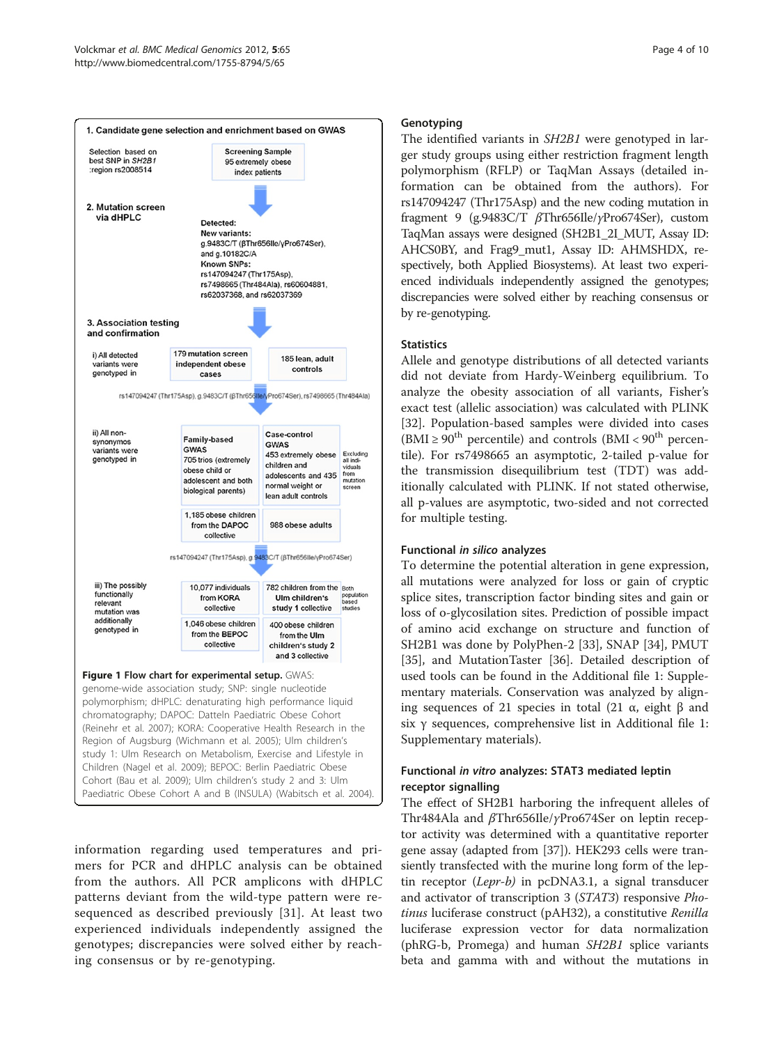**1. Candidate gene selection and enrichment based on GWAS**

Selection based on best SNP in *SH2B1* region rs2008514

Screening Sample: 95 extremely obese index patients

**2. Mutation screen via dHPLC**

Detected:
New variants: g.9483C/T (βThr656Ile/γPro674Ser), and g.10182C/A
Known SNPs: rs147094247 (Thr175Asp), rs7498665 (Thr484Ala), rs60604881, rs62037368, and rs62037369

**3. Association testing and confirmation**

i) All detected variants were genotyped in: 179 mutation screen independent obese cases; 185 lean, adult controls

rs147094247 (Thr175Asp), g.9483C/T (βThr656Ile/γPro674Ser), rs7498665 (Thr484Ala)

ii) All non-synonymos variants were genotyped in: Family-based GWAS 705 trios (extremely obese child or adolescent and both biological parents); Case-control GWAS 453 extremely obese children and adolescents and 435 normal weight or lean adult controls (Excluding all individuals from mutation screen); 1,185 obese children from the DAPOC collective; 988 obese adults

rs147094247 (Thr175Asp), g.9483C/T (βThr656Ile/γPro674Ser)

iii) The possibly functionally relevant mutation was additionally genotyped in: 10,077 individuals from KORA collective; 782 children from the Ulm children's study 1 collective (Both population based studies); 1,046 obese children from the BEPOC collective; 400 obese children from the Ulm children's study 2 and 3 collective

**Figure 1 Flow chart for experimental setup.** GWAS: genome-wide association study; SNP: single nucleotide polymorphism; dHPLC: denaturating high performance liquid chromatography; DAPOC: Datteln Paediatric Obese Cohort (Reinehr et al. 2007); KORA: Cooperative Health Research in the Region of Augsburg (Wichmann et al. 2005); Ulm children's study 1: Ulm Research on Metabolism, Exercise and Lifestyle in Children (Nagel et al. 2009); BEPOC: Berlin Paediatric Obese Cohort (Bau et al. 2009); Ulm children's study 2 and 3: Ulm Paediatric Obese Cohort A and B (INSULA) (Wabitsch et al. 2004).

information regarding used temperatures and primers for PCR and dHPLC analysis can be obtained from the authors). All PCR amplicons with dHPLC patterns deviant from the wild-type pattern were re-sequenced as described previously [31]. At least two experienced individuals independently assigned the genotypes; discrepancies were solved either by reaching consensus or by re-genotyping.

### Genotyping

The identified variants in *SH2B1* were genotyped in larger study groups using either restriction fragment length polymorphism (RFLP) or TaqMan Assays (detailed information can be obtained from the authors). For rs147094247 (Thr175Asp) and the new coding mutation in fragment 9 (g.9483C/T *β*Thr656Ile/*γ*Pro674Ser), custom TaqMan assays were designed (SH2B1_2I_MUT, Assay ID: AHCS0BY, and Frag9_mut1, Assay ID: AHMSHDX, respectively, both Applied Biosystems). At least two experienced individuals independently assigned the genotypes; discrepancies were solved either by reaching consensus or by re-genotyping.

### Statistics

Allele and genotype distributions of all detected variants did not deviate from Hardy-Weinberg equilibrium. To analyze the obesity association of all variants, Fisher's exact test (allelic association) was calculated with PLINK [32]. Population-based samples were divided into cases (BMI $\geq 90^{th}$ percentile) and controls (BMI $< 90^{th}$ percentile). For rs7498665 an asymptotic, 2-tailed p-value for the transmission disequilibrium test (TDT) was additionally calculated with PLINK. If not stated otherwise, all p-values are asymptotic, two-sided and not corrected for multiple testing.

### Functional *in silico* analyzes

To determine the potential alteration in gene expression, all mutations were analyzed for loss or gain of cryptic splice sites, transcription factor binding sites and gain or loss of o-glycosilation sites. Prediction of possible impact of amino acid exchange on structure and function of SH2B1 was done by PolyPhen-2 [33], SNAP [34], PMUT [35], and MutationTaster [36]. Detailed description of used tools can be found in the Additional file 1: Supplementary materials). Conservation was analyzed by aligning sequences of 21 species in total (21 α, eight β and six γ sequences, comprehensive list in Additional file 1: Supplementary materials).

### Functional *in vitro* analyzes: STAT3 mediated leptin receptor signalling

The effect of SH2B1 harboring the infrequent alleles of Thr484Ala and *β*Thr656Ile/*γ*Pro674Ser on leptin receptor activity was determined with a quantitative reporter gene assay (adapted from [37]). HEK293 cells were transiently transfected with the murine long form of the leptin receptor (*Lepr-b)* in pcDNA3.1, a signal transducer and activator of transcription 3 (*STAT3*) responsive *Photinus* luciferase construct (pAH32), a constitutive *Renilla* luciferase expression vector for data normalization (phRG-b, Promega) and human *SH2B1* splice variants beta and gamma with and without the mutations in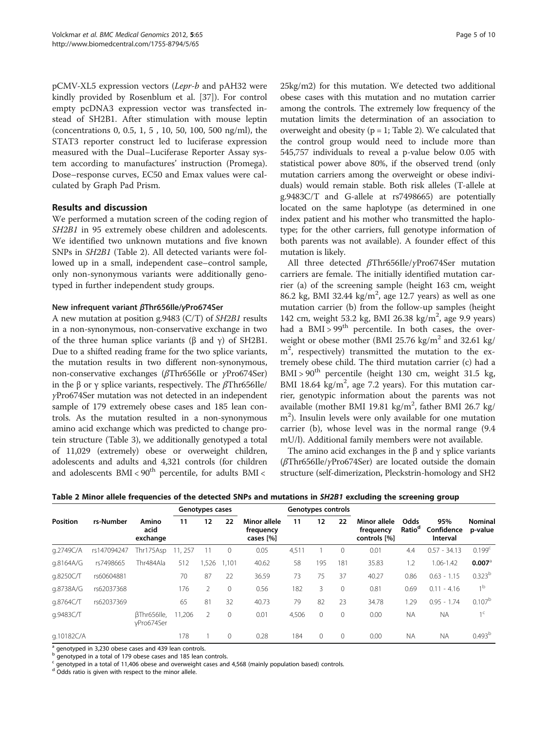pCMV-XL5 expression vectors (*Lepr-b* and pAH32 were kindly provided by Rosenblum et al. [37]). For control empty pcDNA3 expression vector was transfected instead of SH2B1. After stimulation with mouse leptin (concentrations 0, 0.5, 1, 5 , 10, 50, 100, 500 ng/ml), the STAT3 reporter construct led to luciferase expression measured with the Dual–Luciferase Reporter Assay system according to manufactures' instruction (Promega). Dose–response curves, EC50 and Emax values were calculated by Graph Pad Prism.

## Results and discussion

We performed a mutation screen of the coding region of *SH2B1* in 95 extremely obese children and adolescents. We identified two unknown mutations and five known SNPs in *SH2B1* (Table 2). All detected variants were followed up in a small, independent case–control sample, only non-synonymous variants were additionally genotyped in further independent study groups.

### New infrequent variant βThr656Ile/γPro674Ser

A new mutation at position g.9483 (C/T) of *SH2B1* results in a non-synonymous, non-conservative exchange in two of the three human splice variants (β and γ) of SH2B1. Due to a shifted reading frame for the two splice variants, the mutation results in two different non-synonymous, non-conservative exchanges (*β*Thr656Ile or *γ*Pro674Ser) in the β or γ splice variants, respectively. The *β*Thr656Ile/*γ*Pro674Ser mutation was not detected in an independent sample of 179 extremely obese cases and 185 lean controls. As the mutation resulted in a non-synonymous amino acid exchange which was predicted to change protein structure (Table 3), we additionally genotyped a total of 11,029 (extremely) obese or overweight children, adolescents and adults and 4,321 controls (for children and adolescents BMI < 90[th] percentile, for adults BMI < 25kg/m2) for this mutation. We detected two additional obese cases with this mutation and no mutation carrier among the controls. The extremely low frequency of the mutation limits the determination of an association to overweight and obesity ($p = 1$; Table 2). We calculated that the control group would need to include more than 545,757 individuals to reveal a p-value below 0.05 with statistical power above 80%, if the observed trend (only mutation carriers among the overweight or obese individuals) would remain stable. Both risk alleles (T-allele at g.9483C/T and G-allele at rs7498665) are potentially located on the same haplotype (as determined in one index patient and his mother who transmitted the haplotype; for the other carriers, full genotype information of both parents was not available). A founder effect of this mutation is likely.

All three detected *β*Thr656Ile/*γ*Pro674Ser mutation carriers are female. The initially identified mutation carrier (a) of the screening sample (height 163 cm, weight 86.2 kg, BMI 32.44 kg/m$^2$, age 12.7 years) as well as one mutation carrier (b) from the follow-up samples (height 142 cm, weight 53.2 kg, BMI 26.38 kg/m$^2$, age 9.9 years) had a BMI > 99[th] percentile. In both cases, the overweight or obese mother (BMI 25.76 kg/m$^2$ and 32.61 kg/m$^2$, respectively) transmitted the mutation to the extremely obese child. The third mutation carrier (c) had a BMI > 90[th] percentile (height 130 cm, weight 31.5 kg, BMI 18.64 kg/m$^2$, age 7.2 years). For this mutation carrier, genotypic information about the parents was not available (mother BMI 19.81 kg/m$^2$, father BMI 26.7 kg/m$^2$). Insulin levels were only available for one mutation carrier (b), whose level was in the normal range (9.4 mU/l). Additional family members were not available.

The amino acid exchanges in the β and γ splice variants (*β*Thr656Ile/*γ*Pro674Ser) are located outside the domain structure (self-dimerization, Pleckstrin-homology and SH2

**Table 2 Minor allele frequencies of the detected SNPs and mutations in *SH2B1* excluding the screening group**

| Position | rs-Number | Amino acid exchange | Genotypes cases | | | Minor allele frequency cases [%] | Genotypes controls | | | Minor allele frequency controls [%] | Odds Ratio[d] | 95% Confidence Interval | Nominal p-value |
|---|---|---|---|---|---|---|---|---|---|---|---|---|---|
| | | | 11 | 12 | 22 | | 11 | 12 | 22 | | | | |
| g.2749C/A | rs147094247 | Thr175Asp | 11, 257 | 11 | 0 | 0.05 | 4,511 | 1 | 0 | 0.01 | 4.4 | 0.57 - 34.13 | 0.199[c] |
| g.8164A/G | rs7498665 | Thr484Ala | 512 | 1,526 | 1,101 | 40.62 | 58 | 195 | 181 | 35.83 | 1.2 | 1.06-1.42 | **0.007**[a] |
| g.8250C/T | rs60604881 | | 70 | 87 | 22 | 36.59 | 73 | 75 | 37 | 40.27 | 0.86 | 0.63 - 1.15 | 0.323[b] |
| g.8738A/G | rs62037368 | | 176 | 2 | 0 | 0.56 | 182 | 3 | 0 | 0.81 | 0.69 | 0.11 - 4.16 | 1[b] |
| g.8764C/T | rs62037369 | | 65 | 81 | 32 | 40.73 | 79 | 82 | 23 | 34.78 | 1.29 | 0.95 - 1.74 | 0.107[b] |
| g.9483C/T | | βThr656Ile, γPro674Ser | 11,206 | 2 | 0 | 0.01 | 4,506 | 0 | 0 | 0.00 | NA | NA | 1[c] |
| g.10182C/A | | | 178 | 1 | 0 | 0.28 | 184 | 0 | 0 | 0.00 | NA | NA | 0.493[b] |

[a] genotyped in 3,230 obese cases and 439 lean controls.
[b] genotyped in a total of 179 obese cases and 185 lean controls.
[c] genotyped in a total of 11,406 obese and overweight cases and 4,568 (mainly population based) controls.
[d] Odds ratio is given with respect to the minor allele.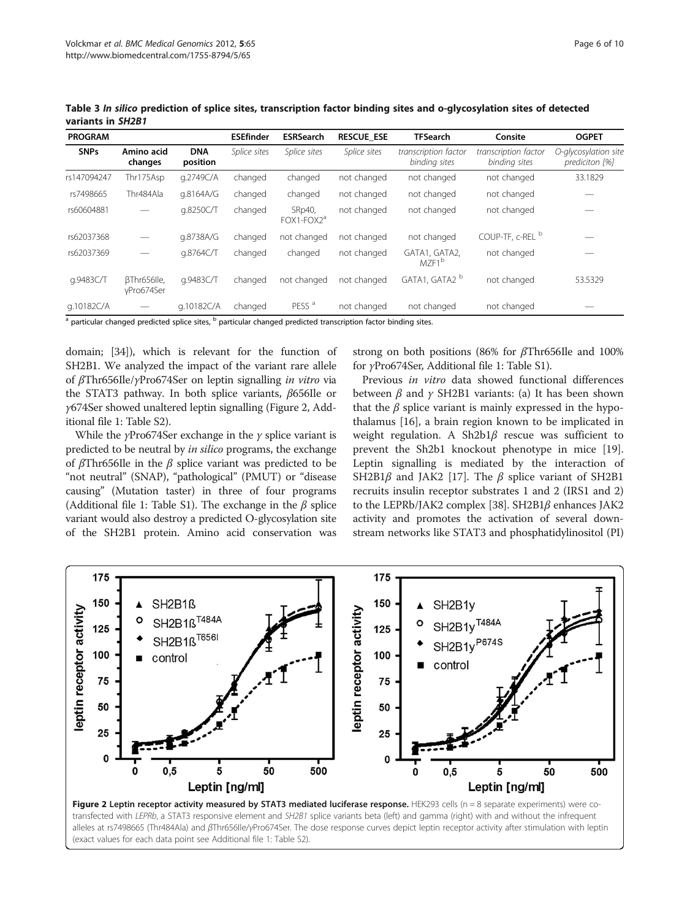**Table 3 *In silico* prediction of splice sites, transcription factor binding sites and o-glycosylation sites of detected variants in *SH2B1***

| PROGRAM | | | ESEfinder | ESRSearch | RESCUE_ESE | TFSearch | Consite | OGPET |
|---|---|---|---|---|---|---|---|---|
| SNPs | Amino acid changes | DNA position | *Splice sites* | *Splice sites* | *Splice sites* | *transcription factor binding sites* | *transcription factor binding sites* | *O-glycosylation site prediciton [%]* |
| rs147094247 | Thr175Asp | g.2749C/A | changed | changed | not changed | not changed | not changed | 33.1829 |
| rs7498665 | Thr484Ala | g.8164A/G | changed | changed | not changed | not changed | not changed | — |
| rs60604881 | — | g.8250C/T | changed | SRp40, FOX1-FOX2[a] | not changed | not changed | not changed | — |
| rs62037368 | — | g.8738A/G | changed | not changed | not changed | not changed | COUP-TF, c-REL [b] | — |
| rs62037369 | — | g.8764C/T | changed | changed | not changed | GATA1, GATA2, MZF1[b] | not changed | — |
| g.9483C/T | βThr656Ile, γPro674Ser | g.9483C/T | changed | not changed | not changed | GATA1, GATA2 [b] | not changed | 53.5329 |
| g.10182C/A | — | g.10182C/A | changed | PESS [a] | not changed | not changed | not changed | — |

[a] particular changed predicted splice sites, [b] particular changed predicted transcription factor binding sites.

domain; [34]), which is relevant for the function of SH2B1. We analyzed the impact of the variant rare allele of βThr656Ile/γPro674Ser on leptin signalling *in vitro* via the STAT3 pathway. In both splice variants, β656Ile or γ674Ser showed unaltered leptin signalling (Figure 2, Additional file 1: Table S2).

While the γPro674Ser exchange in the γ splice variant is predicted to be neutral by *in silico* programs, the exchange of βThr656Ile in the β splice variant was predicted to be "not neutral" (SNAP), "pathological" (PMUT) or "disease causing" (Mutation taster) in three of four programs (Additional file 1: Table S1). The exchange in the β splice variant would also destroy a predicted O-glycosylation site of the SH2B1 protein. Amino acid conservation was strong on both positions (86% for βThr656Ile and 100% for γPro674Ser, Additional file 1: Table S1).

Previous *in vitro* data showed functional differences between β and γ SH2B1 variants: (a) It has been shown that the β splice variant is mainly expressed in the hypothalamus [16], a brain region known to be implicated in weight regulation. A Sh2b1β rescue was sufficient to prevent the Sh2b1 knockout phenotype in mice [19]. Leptin signalling is mediated by the interaction of SH2B1β and JAK2 [17]. The β splice variant of SH2B1 recruits insulin receptor substrates 1 and 2 (IRS1 and 2) to the LEPRb/JAK2 complex [38]. SH2B1β enhances JAK2 activity and promotes the activation of several downstream networks like STAT3 and phosphatidylinositol (PI)

**Figure 2 Leptin receptor activity measured by STAT3 mediated luciferase response.** HEK293 cells (n = 8 separate experiments) were co-transfected with *LEPRb*, a STAT3 responsive element and *SH2B1* splice variants beta (left) and gamma (right) with and without the infrequent alleles at rs7498665 (Thr484Ala) and βThr656Ile/γPro674Ser. The dose response curves depict leptin receptor activity after stimulation with leptin (exact values for each data point see Additional file 1: Table S2).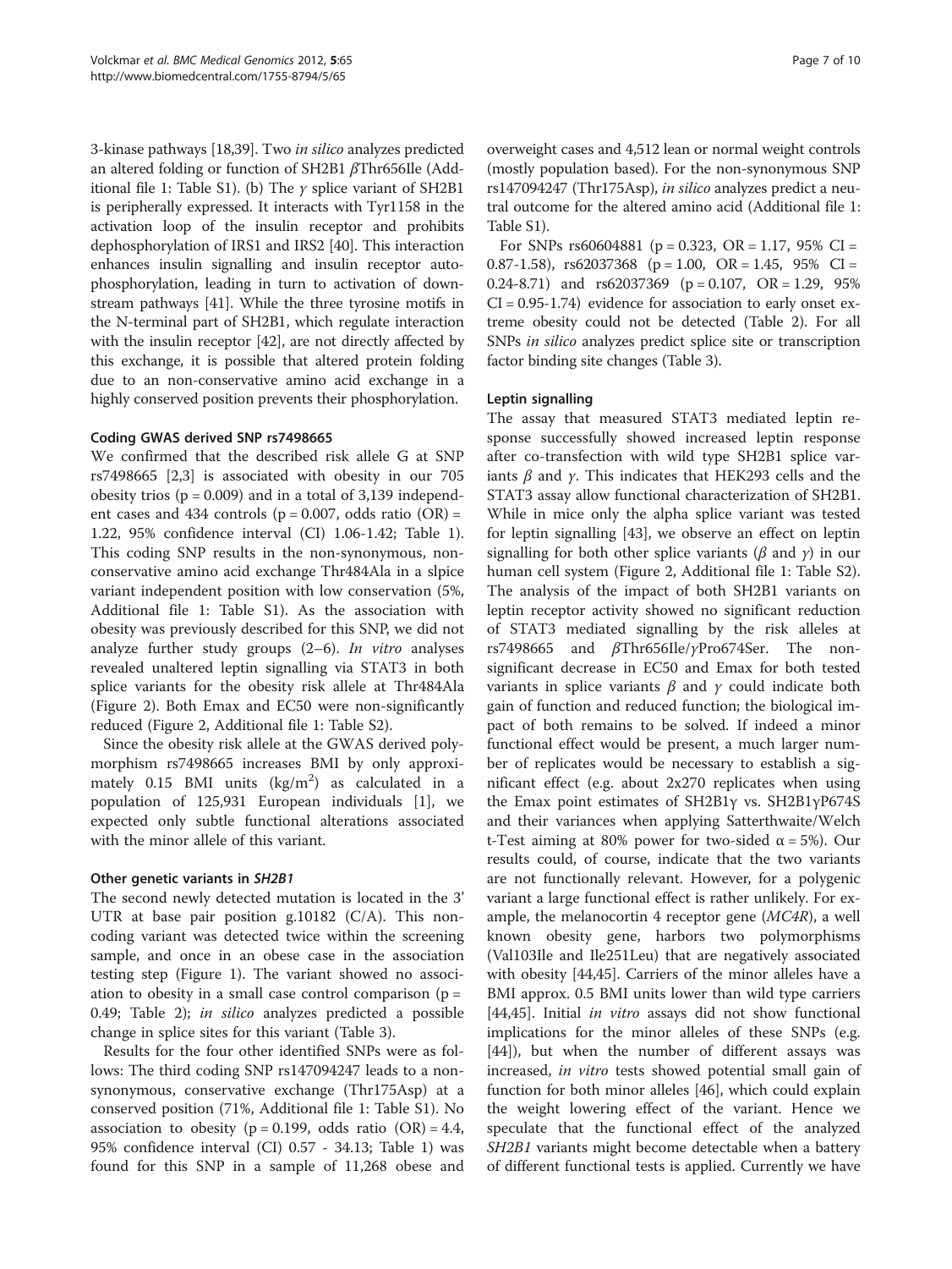3-kinase pathways [18,39]. Two *in silico* analyzes predicted an altered folding or function of SH2B1 $\beta$Thr656Ile (Additional file 1: Table S1). (b) The $\gamma$ splice variant of SH2B1 is peripherally expressed. It interacts with Tyr1158 in the activation loop of the insulin receptor and prohibits dephosphorylation of IRS1 and IRS2 [40]. This interaction enhances insulin signalling and insulin receptor autophosphorylation, leading in turn to activation of downstream pathways [41]. While the three tyrosine motifs in the N-terminal part of SH2B1, which regulate interaction with the insulin receptor [42], are not directly affected by this exchange, it is possible that altered protein folding due to an non-conservative amino acid exchange in a highly conserved position prevents their phosphorylation.

#### Coding GWAS derived SNP rs7498665

We confirmed that the described risk allele G at SNP rs7498665 [2,3] is associated with obesity in our 705 obesity trios ($p = 0.009$) and in a total of 3,139 independent cases and 434 controls ($p = 0.007$, odds ratio (OR) = 1.22, 95% confidence interval (CI) 1.06-1.42; Table 1). This coding SNP results in the non-synonymous, non-conservative amino acid exchange Thr484Ala in a slpice variant independent position with low conservation (5%, Additional file 1: Table S1). As the association with obesity was previously described for this SNP, we did not analyze further study groups (2–6). *In vitro* analyses revealed unaltered leptin signalling via STAT3 in both splice variants for the obesity risk allele at Thr484Ala (Figure 2). Both Emax and EC50 were non-significantly reduced (Figure 2, Additional file 1: Table S2).

Since the obesity risk allele at the GWAS derived polymorphism rs7498665 increases BMI by only approximately 0.15 BMI units ($kg/m^2$) as calculated in a population of 125,931 European individuals [1], we expected only subtle functional alterations associated with the minor allele of this variant.

#### Other genetic variants in *SH2B1*

The second newly detected mutation is located in the 3' UTR at base pair position g.10182 (C/A). This non-coding variant was detected twice within the screening sample, and once in an obese case in the association testing step (Figure 1). The variant showed no association to obesity in a small case control comparison ($p = 0.49$; Table 2); *in silico* analyzes predicted a possible change in splice sites for this variant (Table 3).

Results for the four other identified SNPs were as follows: The third coding SNP rs147094247 leads to a non-synonymous, conservative exchange (Thr175Asp) at a conserved position (71%, Additional file 1: Table S1). No association to obesity ($p = 0.199$, odds ratio (OR) = 4.4, 95% confidence interval (CI) 0.57 - 34.13; Table 1) was found for this SNP in a sample of 11,268 obese and overweight cases and 4,512 lean or normal weight controls (mostly population based). For the non-synonymous SNP rs147094247 (Thr175Asp), *in silico* analyzes predict a neutral outcome for the altered amino acid (Additional file 1: Table S1).

For SNPs rs60604881 ($p = 0.323$, OR = 1.17, 95% CI = 0.87-1.58), rs62037368 ($p = 1.00$, OR = 1.45, 95% CI = 0.24-8.71) and rs62037369 ($p = 0.107$, OR = 1.29, 95% CI = 0.95-1.74) evidence for association to early onset extreme obesity could not be detected (Table 2). For all SNPs *in silico* analyzes predict splice site or transcription factor binding site changes (Table 3).

#### Leptin signalling

The assay that measured STAT3 mediated leptin response successfully showed increased leptin response after co-transfection with wild type SH2B1 splice variants $\beta$ and $\gamma$. This indicates that HEK293 cells and the STAT3 assay allow functional characterization of SH2B1. While in mice only the alpha splice variant was tested for leptin signalling [43], we observe an effect on leptin signalling for both other splice variants ($\beta$ and $\gamma$) in our human cell system (Figure 2, Additional file 1: Table S2). The analysis of the impact of both SH2B1 variants on leptin receptor activity showed no significant reduction of STAT3 mediated signalling by the risk alleles at rs7498665 and $\beta$Thr656Ile/$\gamma$Pro674Ser. The non-significant decrease in EC50 and Emax for both tested variants in splice variants $\beta$ and $\gamma$ could indicate both gain of function and reduced function; the biological impact of both remains to be solved. If indeed a minor functional effect would be present, a much larger number of replicates would be necessary to establish a significant effect (e.g. about 2x270 replicates when using the Emax point estimates of SH2B1$\gamma$ vs. SH2B1$\gamma$P674S and their variances when applying Satterthwaite/Welch t-Test aiming at 80% power for two-sided $\alpha = 5\%$). Our results could, of course, indicate that the two variants are not functionally relevant. However, for a polygenic variant a large functional effect is rather unlikely. For example, the melanocortin 4 receptor gene (*MC4R*), a well known obesity gene, harbors two polymorphisms (Val103Ile and Ile251Leu) that are negatively associated with obesity [44,45]. Carriers of the minor alleles have a BMI approx. 0.5 BMI units lower than wild type carriers [44,45]. Initial *in vitro* assays did not show functional implications for the minor alleles of these SNPs (e.g. [44]), but when the number of different assays was increased, *in vitro* tests showed potential small gain of function for both minor alleles [46], which could explain the weight lowering effect of the variant. Hence we speculate that the functional effect of the analyzed *SH2B1* variants might become detectable when a battery of different functional tests is applied. Currently we have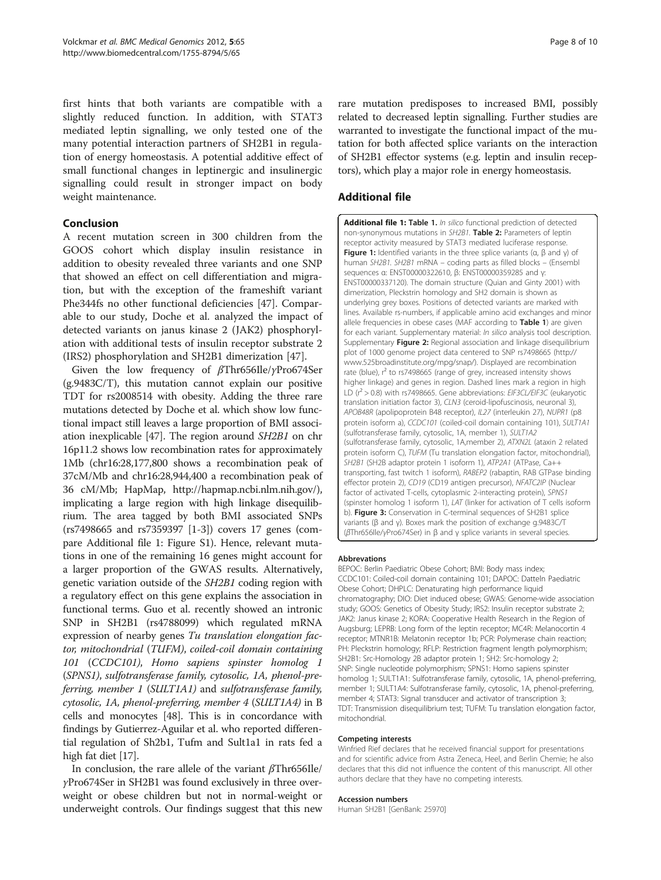first hints that both variants are compatible with a slightly reduced function. In addition, with STAT3 mediated leptin signalling, we only tested one of the many potential interaction partners of SH2B1 in regulation of energy homeostasis. A potential additive effect of small functional changes in leptinergic and insulinergic signalling could result in stronger impact on body weight maintenance.

## Conclusion

A recent mutation screen in 300 children from the GOOS cohort which display insulin resistance in addition to obesity revealed three variants and one SNP that showed an effect on cell differentiation and migration, but with the exception of the frameshift variant Phe344fs no other functional deficiencies [47]. Comparable to our study, Doche et al. analyzed the impact of detected variants on janus kinase 2 (JAK2) phosphorylation with additional tests of insulin receptor substrate 2 (IRS2) phosphorylation and SH2B1 dimerization [47].

Given the low frequency of *β*Thr656Ile/*γ*Pro674Ser (g.9483C/T), this mutation cannot explain our positive TDT for rs2008514 with obesity. Adding the three rare mutations detected by Doche et al. which show low functional impact still leaves a large proportion of BMI association inexplicable [47]. The region around *SH2B1* on chr 16p11.2 shows low recombination rates for approximately 1Mb (chr16:28,177,800 shows a recombination peak of 37cM/Mb and chr16:28,944,400 a recombination peak of 36 cM/Mb; HapMap, http://hapmap.ncbi.nlm.nih.gov/), implicating a large region with high linkage disequilibrium. The area tagged by both BMI associated SNPs (rs7498665 and rs7359397 [1-3]) covers 17 genes (compare Additional file 1: Figure S1). Hence, relevant mutations in one of the remaining 16 genes might account for a larger proportion of the GWAS results. Alternatively, genetic variation outside of the *SH2B1* coding region with a regulatory effect on this gene explains the association in functional terms. Guo et al. recently showed an intronic SNP in SH2B1 (rs4788099) which regulated mRNA expression of nearby genes *Tu translation elongation factor, mitochondrial* (*TUFM*), *coiled-coil domain containing 101* (*CCDC101*), *Homo sapiens spinster homolog 1* (*SPNS1*), *sulfotransferase family, cytosolic, 1A, phenol-preferring, member 1* (*SULT1A1*) and *sulfotransferase family, cytosolic, 1A, phenol-preferring, member 4* (*SULT1A4*) in B cells and monocytes [48]. This is in concordance with findings by Gutierrez-Aguilar et al. who reported differential regulation of Sh2b1, Tufm and Sult1a1 in rats fed a high fat diet [17].

In conclusion, the rare allele of the variant *β*Thr656Ile/*γ*Pro674Ser in SH2B1 was found exclusively in three overweight or obese children but not in normal-weight or underweight controls. Our findings suggest that this new rare mutation predisposes to increased BMI, possibly related to decreased leptin signalling. Further studies are warranted to investigate the functional impact of the mutation for both affected splice variants on the interaction of SH2B1 effector systems (e.g. leptin and insulin receptors), which play a major role in energy homeostasis.

## Additional file

**Additional file 1: Table 1.** *In silico* functional prediction of detected non-synonymous mutations in *SH2B1*. **Table 2:** Parameters of leptin receptor activity measured by STAT3 mediated luciferase response. **Figure 1:** Identified variants in the three splice variants (α, β and γ) of human *SH2B1*. *SH2B1* mRNA – coding parts as filled blocks – (Ensembl sequences α: ENST00000322610, β: ENST00000359285 and γ: ENST00000337120). The domain structure (Quian and Ginty 2001) with dimerization, Pleckstrin homology and SH2 domain is shown as underlying grey boxes. Positions of detected variants are marked with lines. Available rs-numbers, if applicable amino acid exchanges and minor allele frequencies in obese cases (MAF according to **Table 1**) are given for each variant. Supplementary material: *In silico* analysis tool description. Supplementary **Figure 2:** Regional association and linkage disequilibrium plot of 1000 genome project data centered to SNP rs7498665 (http://www.525broadinstitute.org/mpg/snap/). Displayed are recombination rate (blue), $r^2$ to rs7498665 (range of grey, increased intensity shows higher linkage) and genes in region. Dashed lines mark a region in high LD ($r^2 > 0.8$) with rs7498665. Gene abbreviations: *EIF3CL/EIF3C* (eukaryotic translation initiation factor 3), *CLN3* (ceroid-lipofuscinosis, neuronal 3), *APOB48R* (apolipoprotein B48 receptor), *IL27* (interleukin 27), *NUPR1* (p8 protein isoform a), *CCDC101* (coiled-coil domain containing 101), *SULT1A1* (sulfotransferase family, cytosolic, 1A, member 1), *SULT1A2* (sulfotransferase family, cytosolic, 1A,member 2), *ATXN2L* (ataxin 2 related protein isoform C), *TUFM* (Tu translation elongation factor, mitochondrial), *SH2B1* (SH2B adaptor protein 1 isoform 1), *ATP2A1* (ATPase, Ca++ transporting, fast twitch 1 isoform), *RABEP2* (rabaptin, RAB GTPase binding effector protein 2), *CD19* (CD19 antigen precursor), *NFATC2IP* (Nuclear factor of activated T-cells, cytoplasmic 2-interacting protein), *SPNS1* (spinster homolog 1 isoform 1), *LAT* (linker for activation of T cells isoform b). **Figure 3:** Conservation in C-terminal sequences of SH2B1 splice variants (β and γ). Boxes mark the position of exchange g.9483C/T (βThr656Ile/γPro674Ser) in β and γ splice variants in several species.

#### Abbrevations

BEPOC: Berlin Paediatric Obese Cohort; BMI: Body mass index; CCDC101: Coiled-coil domain containing 101; DAPOC: Datteln Paediatric Obese Cohort; DHPLC: Denaturating high performance liquid chromatography; DIO: Diet induced obese; GWAS: Genome-wide association study; GOOS: Genetics of Obesity Study; IRS2: Insulin receptor substrate 2; JAK2: Janus kinase 2; KORA: Cooperative Health Research in the Region of Augsburg; LEPRB: Long form of the leptin receptor; MC4R: Melanocortin 4 receptor; MTNR1B: Melatonin receptor 1b; PCR: Polymerase chain reaction; PH: Pleckstrin homology; RFLP: Restriction fragment length polymorphism; SH2B1: Src-Homology 2B adaptor protein 1; SH2: Src-homology 2; SNP: Single nucleotide polymorphism; SPNS1: Homo sapiens spinster homolog 1; SULT1A1: Sulfotransferase family, cytosolic, 1A, phenol-preferring, member 1; SULT1A4: Sulfotransferase family, cytosolic, 1A, phenol-preferring, member 4; STAT3: Signal transducer and activator of transcription 3; TDT: Transmission disequilibrium test; TUFM: Tu translation elongation factor, mitochondrial.

#### Competing interests

Winfried Rief declares that he received financial support for presentations and for scientific advice from Astra Zeneca, Heel, and Berlin Chemie; he also declares that this did not influence the content of this manuscript. All other authors declare that they have no competing interests.

#### Accession numbers

Human SH2B1 [GenBank: 25970]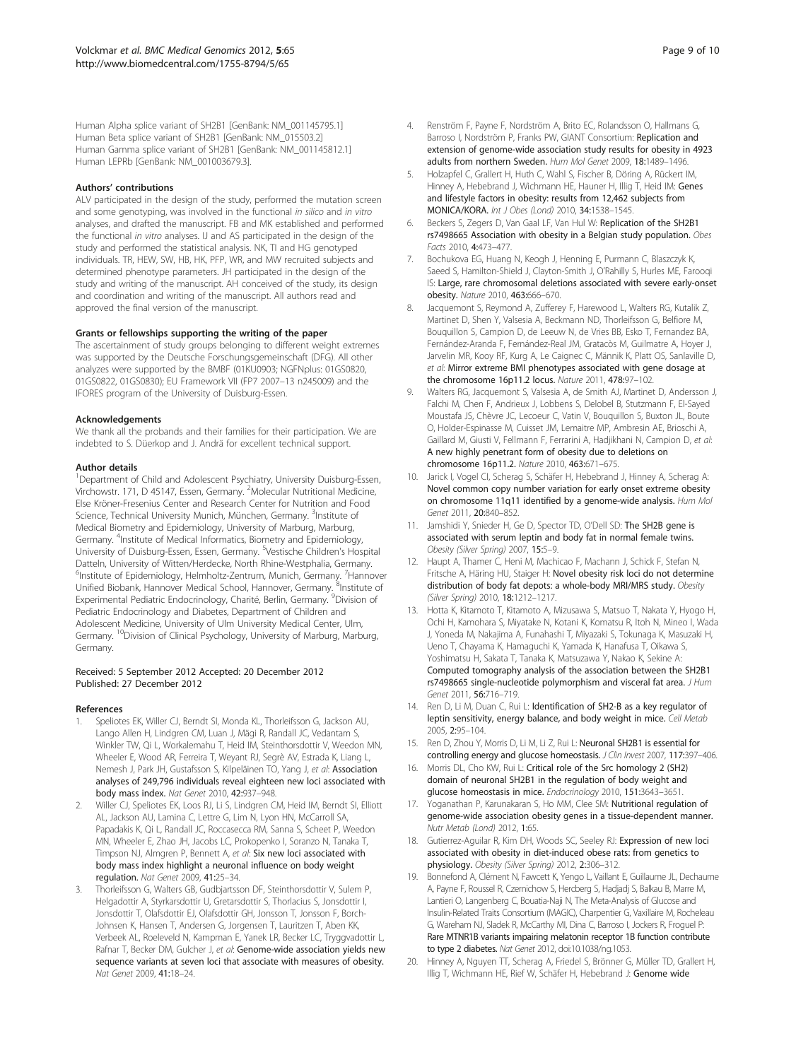Human Alpha splice variant of SH2B1 [GenBank: NM_001145795.1]
Human Beta splice variant of SH2B1 [GenBank: NM_015503.2]
Human Gamma splice variant of SH2B1 [GenBank: NM_001145812.1]
Human LEPRb [GenBank: NM_001003679.3].

#### Authors' contributions

ALV participated in the design of the study, performed the mutation screen and some genotyping, was involved in the functional *in silico* and *in vitro* analyses, and drafted the manuscript. FB and MK established and performed the functional *in vitro* analyses. IJ and AS participated in the design of the study and performed the statistical analysis. NK, TI and HG genotyped individuals. TR, HEW, SW, HB, HK, PFP, WR, and MW recruited subjects and determined phenotype parameters. JH participated in the design of the study and writing of the manuscript. AH conceived of the study, its design and coordination and writing of the manuscript. All authors read and approved the final version of the manuscript.

#### Grants or fellowships supporting the writing of the paper

The ascertainment of study groups belonging to different weight extremes was supported by the Deutsche Forschungsgemeinschaft (DFG). All other analyzes were supported by the BMBF (01KU0903; NGFNplus: 01GS0820, 01GS0822, 01GS0830); EU Framework VII (FP7 2007–13 n245009) and the IFORES program of the University of Duisburg-Essen.

#### Acknowledgements

We thank all the probands and their families for their participation. We are indebted to S. Düerkop and J. Andrä for excellent technical support.

#### Author details

[1]Department of Child and Adolescent Psychiatry, University Duisburg-Essen, Virchowstr. 171, D 45147, Essen, Germany. [2]Molecular Nutritional Medicine, Else Kröner-Fresenius Center and Research Center for Nutrition and Food Science, Technical University Munich, München, Germany. [3]Institute of Medical Biometry and Epidemiology, University of Marburg, Marburg, Germany. [4]Institute of Medical Informatics, Biometry and Epidemiology, University of Duisburg-Essen, Essen, Germany. [5]Vestische Children's Hospital Datteln, University of Witten/Herdecke, North Rhine-Westphalia, Germany. [6]Institute of Epidemiology, Helmholtz-Zentrum, Munich, Germany. [7]Hannover Unified Biobank, Hannover Medical School, Hannover, Germany. [8]Institute of Experimental Pediatric Endocrinology, Charité, Berlin, Germany. [9]Division of Pediatric Endocrinology and Diabetes, Department of Children and Adolescent Medicine, University of Ulm University Medical Center, Ulm, Germany. [10]Division of Clinical Psychology, University of Marburg, Marburg, Germany.

Received: 5 September 2012 Accepted: 20 December 2012
Published: 27 December 2012

#### References

1. Speliotes EK, Willer CJ, Berndt SI, Monda KL, Thorleifsson G, Jackson AU, Lango Allen H, Lindgren CM, Luan J, Mägi R, Randall JC, Vedantam S, Winkler TW, Qi L, Workalemahu T, Heid IM, Steinthorsdottir V, Weedon MN, Wheeler E, Wood AR, Ferreira T, Weyant RJ, Segrè AV, Estrada K, Liang L, Nemesh J, Park JH, Gustafsson S, Kilpeläinen TO, Yang J, *et al*: **Association analyses of 249,796 individuals reveal eighteen new loci associated with body mass index.** *Nat Genet* 2010, **42:**937–948.
2. Willer CJ, Speliotes EK, Loos RJ, Li S, Lindgren CM, Heid IM, Berndt SI, Elliott AL, Jackson AU, Lamina C, Lettre G, Lim N, Lyon HN, McCarroll SA, Papadakis K, Qi L, Randall JC, Roccasecca RM, Sanna S, Scheet P, Weedon MN, Wheeler E, Zhao JH, Jacobs LC, Prokopenko I, Soranzo N, Tanaka T, Timpson NJ, Almgren P, Bennett A, *et al*: **Six new loci associated with body mass index highlight a neuronal influence on body weight regulation.** *Nat Genet* 2009, **41:**25–34.
3. Thorleifsson G, Walters GB, Gudbjartsson DF, Steinthorsdottir V, Sulem P, Helgadottir A, Styrkarsdottir U, Gretarsdottir S, Thorlacius S, Jonsdottir I, Jonsdottir T, Olafsdottir EJ, Olafsdottir GH, Jonsson T, Jonsson F, Borch-Johnsen K, Hansen T, Andersen G, Jorgensen T, Lauritzen T, Aben KK, Verbeek AL, Roeleveld N, Kampman E, Yanek LR, Becker LC, Tryggvadottir L, Rafnar T, Becker DM, Gulcher J, *et al*: **Genome-wide association yields new sequence variants at seven loci that associate with measures of obesity.** *Nat Genet* 2009, **41:**18–24.
4. Renström F, Payne F, Nordström A, Brito EC, Rolandsson O, Hallmans G, Barroso I, Nordström P, Franks PW, GIANT Consortium: **Replication and extension of genome-wide association study results for obesity in 4923 adults from northern Sweden.** *Hum Mol Genet* 2009, **18:**1489–1496.
5. Holzapfel C, Grallert H, Huth C, Wahl S, Fischer B, Döring A, Rückert IM, Hinney A, Hebebrand J, Wichmann HE, Hauner H, Illig T, Heid IM: **Genes and lifestyle factors in obesity: results from 12,462 subjects from MONICA/KORA.** *Int J Obes (Lond)* 2010, **34:**1538–1545.
6. Beckers S, Zegers D, Van Gaal LF, Van Hul W: **Replication of the SH2B1 rs7498665 Association with obesity in a Belgian study population.** *Obes Facts* 2010, **4:**473–477.
7. Bochukova EG, Huang N, Keogh J, Henning E, Purmann C, Blaszczyk K, Saeed S, Hamilton-Shield J, Clayton-Smith J, O'Rahilly S, Hurles ME, Farooqi IS: **Large, rare chromosomal deletions associated with severe early-onset obesity.** *Nature* 2010, **463:**666–670.
8. Jacquemont S, Reymond A, Zufferey F, Harewood L, Walters RG, Kutalik Z, Martinet D, Shen Y, Valsesia A, Beckmann ND, Thorleifsson G, Belfiore M, Bouquillon S, Campion D, de Leeuw N, de Vries BB, Esko T, Fernandez BA, Fernández-Aranda F, Fernández-Real JM, Gratacòs M, Guilmatre A, Hoyer J, Jarvelin MR, Kooy RF, Kurg A, Le Caignec C, Männik K, Platt OS, Sanlaville D, *et al*: **Mirror extreme BMI phenotypes associated with gene dosage at the chromosome 16p11.2 locus.** *Nature* 2011, **478:**97–102.
9. Walters RG, Jacquemont S, Valsesia A, de Smith AJ, Martinet D, Andersson J, Falchi M, Chen F, Andrieux J, Lobbens S, Delobel B, Stutzmann F, El-Sayed Moustafa JS, Chèvre JC, Lecoeur C, Vatin V, Bouquillon S, Buxton JL, Boute O, Holder-Espinasse M, Cuisset JM, Lemaitre MP, Ambresin AE, Brioschi A, Gaillard M, Giusti V, Fellmann F, Ferrarini A, Hadjikhani N, Campion D, *et al*: **A new highly penetrant form of obesity due to deletions on chromosome 16p11.2.** *Nature* 2010, **463:**671–675.
10. Jarick I, Vogel CI, Scherag S, Schäfer H, Hebebrand J, Hinney A, Scherag A: **Novel common copy number variation for early onset extreme obesity on chromosome 11q11 identified by a genome-wide analysis.** *Hum Mol Genet* 2011, **20:**840–852.
11. Jamshidi Y, Snieder H, Ge D, Spector TD, O'Dell SD: **The SH2B gene is associated with serum leptin and body fat in normal female twins.** *Obesity (Silver Spring)* 2007, **15:**5–9.
12. Haupt A, Thamer C, Heni M, Machicao F, Machann J, Schick F, Stefan N, Fritsche A, Häring HU, Staiger H: **Novel obesity risk loci do not determine distribution of body fat depots: a whole-body MRI/MRS study.** *Obesity (Silver Spring)* 2010, **18:**1212–1217.
13. Hotta K, Kitamoto T, Kitamoto A, Mizusawa S, Matsuo T, Nakata Y, Hyogo H, Ochi H, Kamohara S, Miyatake N, Kotani K, Komatsu R, Itoh N, Mineo I, Wada J, Yoneda M, Nakajima A, Funahashi T, Miyazaki S, Tokunaga K, Masuzaki H, Ueno T, Chayama K, Hamaguchi K, Yamada K, Hanafusa T, Oikawa S, Yoshimatsu H, Sakata T, Tanaka K, Matsuzawa Y, Nakao K, Sekine A: **Computed tomography analysis of the association between the SH2B1 rs7498665 single-nucleotide polymorphism and visceral fat area.** *J Hum Genet* 2011, **56:**716–719.
14. Ren D, Li M, Duan C, Rui L: **Identification of SH2-B as a key regulator of leptin sensitivity, energy balance, and body weight in mice.** *Cell Metab* 2005, **2:**95–104.
15. Ren D, Zhou Y, Morris D, Li M, Li Z, Rui L: **Neuronal SH2B1 is essential for controlling energy and glucose homeostasis.** *J Clin Invest* 2007, **117:**397–406.
16. Morris DL, Cho KW, Rui L: **Critical role of the Src homology 2 (SH2) domain of neuronal SH2B1 in the regulation of body weight and glucose homeostasis in mice.** *Endocrinology* 2010, **151:**3643–3651.
17. Yoganathan P, Karunakaran S, Ho MM, Clee SM: **Nutritional regulation of genome-wide association obesity genes in a tissue-dependent manner.** *Nutr Metab (Lond)* 2012, **1:**65.
18. Gutierrez-Aguilar R, Kim DH, Woods SC, Seeley RJ: **Expression of new loci associated with obesity in diet-induced obese rats: from genetics to physiology.** *Obesity (Silver Spring)* 2012, **2:**306–312.
19. Bonnefond A, Clément N, Fawcett K, Yengo L, Vaillant E, Guillaume JL, Dechaume A, Payne F, Roussel R, Czernichow S, Hercberg S, Hadjadj S, Balkau B, Marre M, Lantieri O, Langenberg C, Bouatia-Naji N, The Meta-Analysis of Glucose and Insulin-Related Traits Consortium (MAGIC), Charpentier G, Vaxillaire M, Rocheleau G, Wareham NJ, Sladek R, McCarthy MI, Dina C, Barroso I, Jockers R, Froguel P: **Rare MTNR1B variants impairing melatonin receptor 1B function contribute to type 2 diabetes.** *Nat Genet* 2012, doi:10.1038/ng.1053.
20. Hinney A, Nguyen TT, Scherag A, Friedel S, Brönner G, Müller TD, Grallert H, Illig T, Wichmann HE, Rief W, Schäfer H, Hebebrand J: **Genome wide**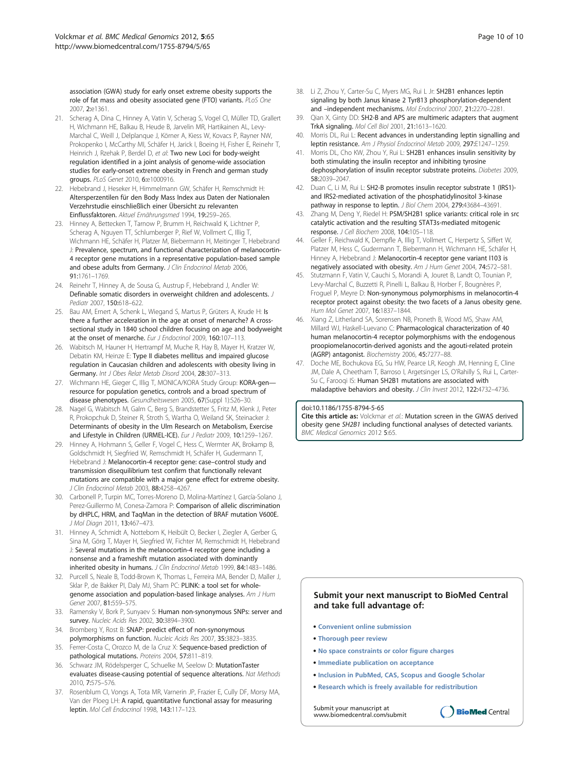association (GWA) study for early onset extreme obesity supports the role of fat mass and obesity associated gene (FTO) variants. *PLoS One* 2007, 2:e1361.

21. Scherag A, Dina C, Hinney A, Vatin V, Scherag S, Vogel CI, Müller TD, Grallert H, Wichmann HE, Balkau B, Heude B, Jarvelin MR, Hartikainen AL, Levy-Marchal C, Weill J, Delplanque J, Körner A, Kiess W, Kovacs P, Rayner NW, Prokopenko I, McCarthy MI, Schäfer H, Jarick I, Boeing H, Fisher E, Reinehr T, Heinrich J, Rzehak P, Berdel D, *et al*: **Two new Loci for body-weight regulation identified in a joint analysis of genome-wide association studies for early-onset extreme obesity in French and german study groups.** *PLoS Genet* 2010, 6:e1000916.
22. Hebebrand J, Heseker H, Himmelmann GW, Schäfer H, Remschmidt H: **Altersperzentilen für den Body Mass Index aus Daten der Nationalen Verzehrstudie einschließlich einer Übersicht zu relevanten Einflussfaktoren.** *Aktuel Ernährungsmed* 1994, 19:259–265.
23. Hinney A, Bettecken T, Tarnow P, Brumm H, Reichwald K, Lichtner P, Scherag A, Nguyen TT, Schlumberger P, Rief W, Vollmert C, Illig T, Wichmann HE, Schäfer H, Platzer M, Biebermann H, Meitinger T, Hebebrand J: **Prevalence, spectrum, and functional characterization of melanocortin-4 receptor gene mutations in a representative population-based sample and obese adults from Germany.** *J Clin Endocrinol Metab* 2006, 91:1761–1769.
24. Reinehr T, Hinney A, de Sousa G, Austrup F, Hebebrand J, Andler W: **Definable somatic disorders in overweight children and adolescents.** *J Pediatr* 2007, 150:618–622.
25. Bau AM, Ernert A, Schenk L, Wiegand S, Martus P, Grüters A, Krude H: **Is there a further acceleration in the age at onset of menarche? A cross-sectional study in 1840 school children focusing on age and bodyweight at the onset of menarche.** *Eur J Endocrinol* 2009, 160:107–113.
26. Wabitsch M, Hauner H, Hertrampf M, Muche R, Hay B, Mayer H, Kratzer W, Debatin KM, Heinze E: **Type II diabetes mellitus and impaired glucose regulation in Caucasian children and adolescents with obesity living in Germany.** *Int J Obes Relat Metab Disord* 2004, 28:307–313.
27. Wichmann HE, Gieger C, Illig T, MONICA/KORA Study Group: **KORA-gen—resource for population genetics, controls and a broad spectrum of disease phenotypes.** *Gesundheitswesen* 2005, 67(Suppl 1):S26–30.
28. Nagel G, Wabitsch M, Galm C, Berg S, Brandstetter S, Fritz M, Klenk J, Peter R, Prokopchuk D, Steiner R, Stroth S, Wartha O, Weiland SK, Steinacker J: **Determinants of obesity in the Ulm Research on Metabolism, Exercise and Lifestyle in Children (URMEL-ICE).** *Eur J Pediatr* 2009, 10:1259–1267.
29. Hinney A, Hohmann S, Geller F, Vogel C, Hess C, Wermter AK, Brokamp B, Goldschmidt H, Siegfried W, Remschmidt H, Schäfer H, Gudermann T, Hebebrand J: **Melanocortin-4 receptor gene: case–control study and transmission disequilibrium test confirm that functionally relevant mutations are compatible with a major gene effect for extreme obesity.** *J Clin Endocrinol Metab* 2003, 88:4258–4267.
30. Carbonell P, Turpin MC, Torres-Moreno D, Molina-Martínez I, García-Solano J, Perez-Guillermo M, Conesa-Zamora P: **Comparison of allelic discrimination by dHPLC, HRM, and TaqMan in the detection of BRAF mutation V600E.** *J Mol Diagn* 2011, 13:467–473.
31. Hinney A, Schmidt A, Nottebom K, Heibült O, Becker I, Ziegler A, Gerber G, Sina M, Görg T, Mayer H, Siegfried W, Fichter M, Remschmidt H, Hebebrand J: **Several mutations in the melanocortin-4 receptor gene including a nonsense and a frameshift mutation associated with dominantly inherited obesity in humans.** *J Clin Endocrinol Metab* 1999, 84:1483–1486.
32. Purcell S, Neale B, Todd-Brown K, Thomas L, Ferreira MA, Bender D, Maller J, Sklar P, de Bakker PI, Daly MJ, Sham PC: **PLINK: a tool set for whole-genome association and population-based linkage analyses.** *Am J Hum Genet* 2007, 81:559–575.
33. Ramensky V, Bork P, Sunyaev S: **Human non-synonymous SNPs: server and survey.** *Nucleic Acids Res* 2002, 30:3894–3900.
34. Bromberg Y, Rost B: **SNAP: predict effect of non-synonymous polymorphisms on function.** *Nucleic Acids Res* 2007, 35:3823–3835.
35. Ferrer-Costa C, Orozco M, de la Cruz X: **Sequence-based prediction of pathological mutations.** *Proteins* 2004, 57:811–819.
36. Schwarz JM, Rödelsperger C, Schuelke M, Seelow D: **MutationTaster evaluates disease-causing potential of sequence alterations.** *Nat Methods* 2010, 7:575–576.
37. Rosenblum CI, Vongs A, Tota MR, Varnerin JP, Frazier E, Cully DF, Morsy MA, Van der Ploeg LH: **A rapid, quantitative functional assay for measuring leptin.** *Mol Cell Endocrinol* 1998, 143:117–123.
38. Li Z, Zhou Y, Carter-Su C, Myers MG, Rui L Jr: **SH2B1 enhances leptin signaling by both Janus kinase 2 Tyr813 phosphorylation-dependent and –independent mechanisms.** *Mol Endocrinol* 2007, 21:2270–2281.
39. Qian X, Ginty DD: **SH2-B and APS are multimeric adapters that augment TrkA signaling.** *Mol Cell Biol* 2001, 21:1613–1620.
40. Morris DL, Rui L: **Recent advances in understanding leptin signalling and leptin resistance.** *Am J Physiol Endocrinol Metab* 2009, 297:E1247–1259.
41. Morris DL, Cho KW, Zhou Y, Rui L: **SH2B1 enhances insulin sensitivity by both stimulating the insulin receptor and inhibiting tyrosine dephosphorylation of insulin receptor substrate proteins.** *Diabetes* 2009, 58:2039–2047.
42. Duan C, Li M, Rui L: **SH2-B promotes insulin receptor substrate 1 (IRS1)- and IRS2-mediated activation of the phosphatidylinositol 3-kinase pathway in response to leptin.** *J Biol Chem* 2004, 279:43684–43691.
43. Zhang M, Deng Y, Riedel H: **PSM/SH2B1 splice variants: critical role in src catalytic activation and the resulting STAT3s-mediated mitogenic response.** *J Cell Biochem* 2008, 104:105–118.
44. Geller F, Reichwald K, Dempfle A, Illig T, Vollmert C, Herpertz S, Siffert W, Platzer M, Hess C, Gudermann T, Biebermann H, Wichmann HE, Schäfer H, Hinney A, Hebebrand J: **Melanocortin-4 receptor gene variant I103 is negatively associated with obesity.** *Am J Hum Genet* 2004, 74:572–581.
45. Stutzmann F, Vatin V, Cauchi S, Morandi A, Jouret B, Landt O, Tounian P, Levy-Marchal C, Buzzetti R, Pinelli L, Balkau B, Horber F, Bougnères P, Froguel P, Meyre D: **Non-synonymous polymorphisms in melanocortin-4 receptor protect against obesity: the two facets of a Janus obesity gene.** *Hum Mol Genet* 2007, 16:1837–1844.
46. Xiang Z, Litherland SA, Sorensen NB, Proneth B, Wood MS, Shaw AM, Millard WJ, Haskell-Luevano C: **Pharmacological characterization of 40 human melanocortin-4 receptor polymorphisms with the endogenous proopiomelanocortin-derived agonists and the agouti-related protein (AGRP) antagonist.** *Biochemistry* 2006, 45:7277–88.
47. Doche ME, Bochukova EG, Su HW, Pearce LR, Keogh JM, Henning E, Cline JM, Dale A, Cheetham T, Barroso I, Argetsinger LS, O'Rahilly S, Rui L, Carter-Su C, Farooqi IS: **Human SH2B1 mutations are associated with maladaptive behaviors and obesity.** *J Clin Invest* 2012, 122:4732–4736.

doi:10.1186/1755-8794-5-65

**Cite this article as:** Volckmar *et al.*: Mutation screen in the GWAS derived obesity gene *SH2B1* including functional analyses of detected variants. *BMC Medical Genomics* 2012 5:65.

**Submit your next manuscript to BioMed Central and take full advantage of:**

- **Convenient online submission**
- **Thorough peer review**
- **No space constraints or color figure charges**
- **Immediate publication on acceptance**
- **Inclusion in PubMed, CAS, Scopus and Google Scholar**
- **Research which is freely available for redistribution**

Submit your manuscript at www.biomedcentral.com/submit